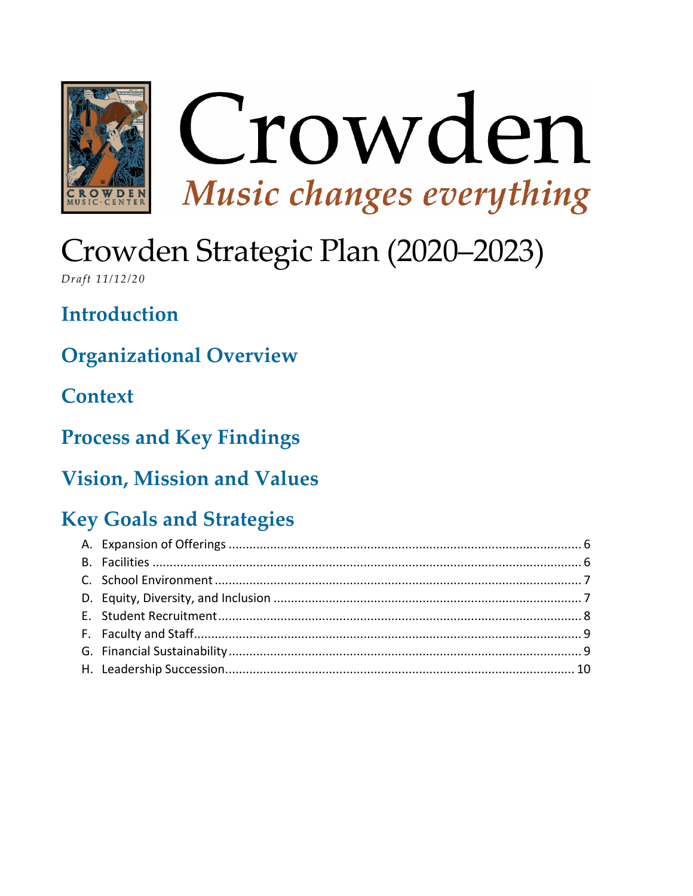# Crowden

*Music changes everything*

# Crowden Strategic Plan (2020–2023)

*Draft 11/12/20*

## Introduction

## Organizational Overview

## Context

## Process and Key Findings

## Vision, Mission and Values

## Key Goals and Strategies

A. Expansion of Offerings .......... 6
B. Facilities .......... 6
C. School Environment .......... 7
D. Equity, Diversity, and Inclusion .......... 7
E. Student Recruitment .......... 8
F. Faculty and Staff .......... 9
G. Financial Sustainability .......... 9
H. Leadership Succession .......... 10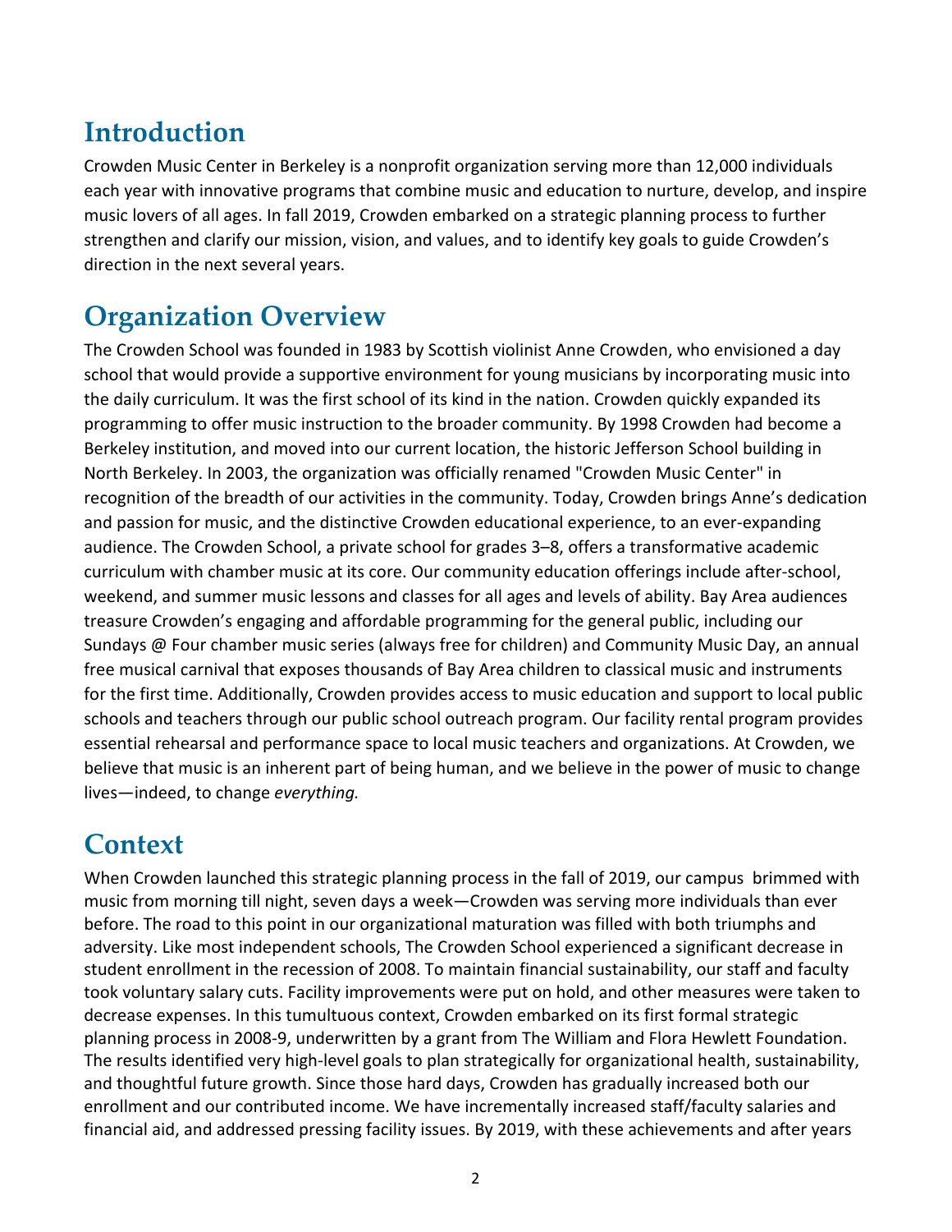# Introduction

Crowden Music Center in Berkeley is a nonprofit organization serving more than 12,000 individuals each year with innovative programs that combine music and education to nurture, develop, and inspire music lovers of all ages. In fall 2019, Crowden embarked on a strategic planning process to further strengthen and clarify our mission, vision, and values, and to identify key goals to guide Crowden's direction in the next several years.

# Organization Overview

The Crowden School was founded in 1983 by Scottish violinist Anne Crowden, who envisioned a day school that would provide a supportive environment for young musicians by incorporating music into the daily curriculum. It was the first school of its kind in the nation. Crowden quickly expanded its programming to offer music instruction to the broader community. By 1998 Crowden had become a Berkeley institution, and moved into our current location, the historic Jefferson School building in North Berkeley. In 2003, the organization was officially renamed "Crowden Music Center" in recognition of the breadth of our activities in the community. Today, Crowden brings Anne's dedication and passion for music, and the distinctive Crowden educational experience, to an ever-expanding audience. The Crowden School, a private school for grades 3–8, offers a transformative academic curriculum with chamber music at its core. Our community education offerings include after-school, weekend, and summer music lessons and classes for all ages and levels of ability. Bay Area audiences treasure Crowden's engaging and affordable programming for the general public, including our Sundays @ Four chamber music series (always free for children) and Community Music Day, an annual free musical carnival that exposes thousands of Bay Area children to classical music and instruments for the first time. Additionally, Crowden provides access to music education and support to local public schools and teachers through our public school outreach program. Our facility rental program provides essential rehearsal and performance space to local music teachers and organizations. At Crowden, we believe that music is an inherent part of being human, and we believe in the power of music to change lives—indeed, to change *everything.*

# Context

When Crowden launched this strategic planning process in the fall of 2019, our campus brimmed with music from morning till night, seven days a week—Crowden was serving more individuals than ever before. The road to this point in our organizational maturation was filled with both triumphs and adversity. Like most independent schools, The Crowden School experienced a significant decrease in student enrollment in the recession of 2008. To maintain financial sustainability, our staff and faculty took voluntary salary cuts. Facility improvements were put on hold, and other measures were taken to decrease expenses. In this tumultuous context, Crowden embarked on its first formal strategic planning process in 2008-9, underwritten by a grant from The William and Flora Hewlett Foundation. The results identified very high-level goals to plan strategically for organizational health, sustainability, and thoughtful future growth. Since those hard days, Crowden has gradually increased both our enrollment and our contributed income. We have incrementally increased staff/faculty salaries and financial aid, and addressed pressing facility issues. By 2019, with these achievements and after years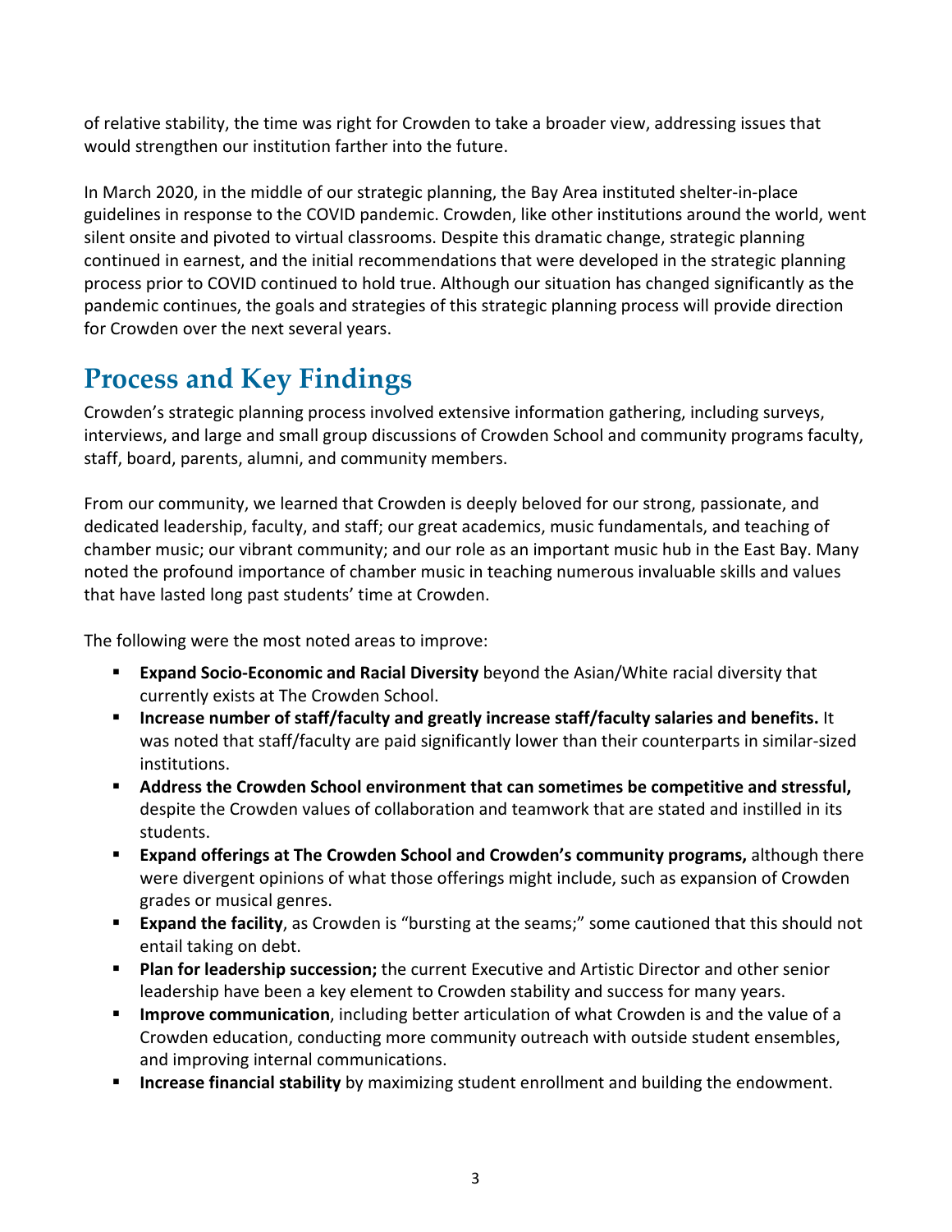of relative stability, the time was right for Crowden to take a broader view, addressing issues that would strengthen our institution farther into the future.

In March 2020, in the middle of our strategic planning, the Bay Area instituted shelter-in-place guidelines in response to the COVID pandemic. Crowden, like other institutions around the world, went silent onsite and pivoted to virtual classrooms. Despite this dramatic change, strategic planning continued in earnest, and the initial recommendations that were developed in the strategic planning process prior to COVID continued to hold true. Although our situation has changed significantly as the pandemic continues, the goals and strategies of this strategic planning process will provide direction for Crowden over the next several years.

## Process and Key Findings

Crowden's strategic planning process involved extensive information gathering, including surveys, interviews, and large and small group discussions of Crowden School and community programs faculty, staff, board, parents, alumni, and community members.

From our community, we learned that Crowden is deeply beloved for our strong, passionate, and dedicated leadership, faculty, and staff; our great academics, music fundamentals, and teaching of chamber music; our vibrant community; and our role as an important music hub in the East Bay. Many noted the profound importance of chamber music in teaching numerous invaluable skills and values that have lasted long past students' time at Crowden.

The following were the most noted areas to improve:

- **Expand Socio-Economic and Racial Diversity** beyond the Asian/White racial diversity that currently exists at The Crowden School.
- **Increase number of staff/faculty and greatly increase staff/faculty salaries and benefits.** It was noted that staff/faculty are paid significantly lower than their counterparts in similar-sized institutions.
- **Address the Crowden School environment that can sometimes be competitive and stressful,** despite the Crowden values of collaboration and teamwork that are stated and instilled in its students.
- **Expand offerings at The Crowden School and Crowden's community programs,** although there were divergent opinions of what those offerings might include, such as expansion of Crowden grades or musical genres.
- **Expand the facility**, as Crowden is "bursting at the seams;" some cautioned that this should not entail taking on debt.
- **Plan for leadership succession;** the current Executive and Artistic Director and other senior leadership have been a key element to Crowden stability and success for many years.
- **Improve communication**, including better articulation of what Crowden is and the value of a Crowden education, conducting more community outreach with outside student ensembles, and improving internal communications.
- **Increase financial stability** by maximizing student enrollment and building the endowment.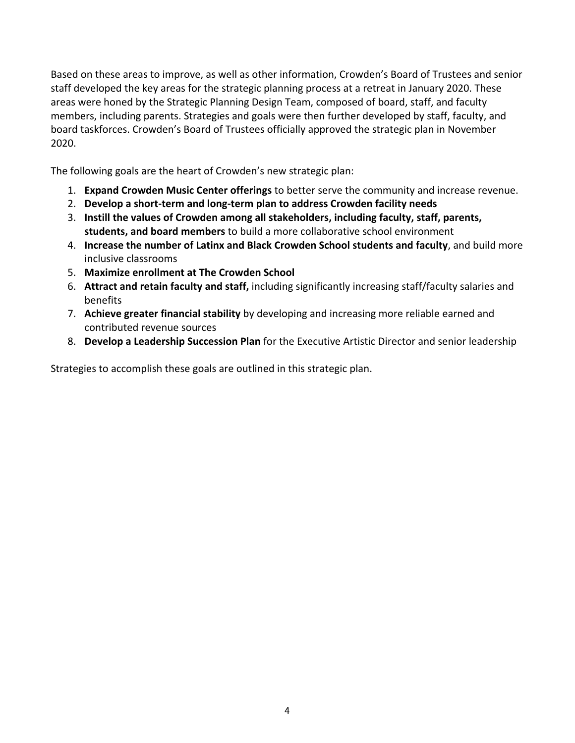Based on these areas to improve, as well as other information, Crowden's Board of Trustees and senior staff developed the key areas for the strategic planning process at a retreat in January 2020. These areas were honed by the Strategic Planning Design Team, composed of board, staff, and faculty members, including parents. Strategies and goals were then further developed by staff, faculty, and board taskforces. Crowden's Board of Trustees officially approved the strategic plan in November 2020.

The following goals are the heart of Crowden's new strategic plan:

1. **Expand Crowden Music Center offerings** to better serve the community and increase revenue.
2. **Develop a short-term and long-term plan to address Crowden facility needs**
3. **Instill the values of Crowden among all stakeholders, including faculty, staff, parents, students, and board members** to build a more collaborative school environment
4. **Increase the number of Latinx and Black Crowden School students and faculty**, and build more inclusive classrooms
5. **Maximize enrollment at The Crowden School**
6. **Attract and retain faculty and staff,** including significantly increasing staff/faculty salaries and benefits
7. **Achieve greater financial stability** by developing and increasing more reliable earned and contributed revenue sources
8. **Develop a Leadership Succession Plan** for the Executive Artistic Director and senior leadership

Strategies to accomplish these goals are outlined in this strategic plan.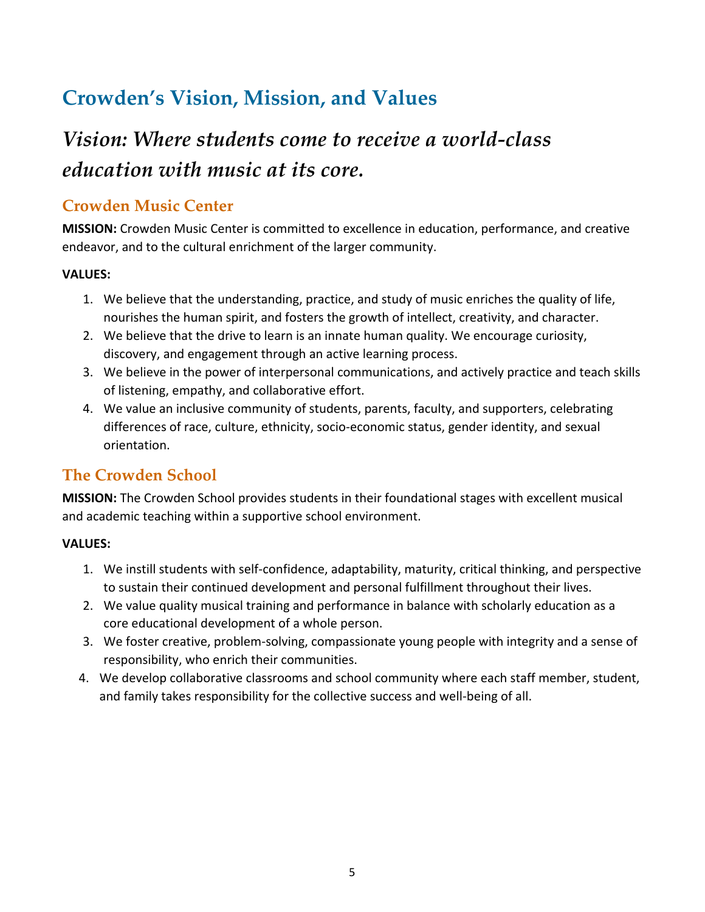# Crowden's Vision, Mission, and Values

## *Vision: Where students come to receive a world-class education with music at its core.*

### Crowden Music Center

**MISSION:** Crowden Music Center is committed to excellence in education, performance, and creative endeavor, and to the cultural enrichment of the larger community.

**VALUES:**

1. We believe that the understanding, practice, and study of music enriches the quality of life, nourishes the human spirit, and fosters the growth of intellect, creativity, and character.
2. We believe that the drive to learn is an innate human quality. We encourage curiosity, discovery, and engagement through an active learning process.
3. We believe in the power of interpersonal communications, and actively practice and teach skills of listening, empathy, and collaborative effort.
4. We value an inclusive community of students, parents, faculty, and supporters, celebrating differences of race, culture, ethnicity, socio-economic status, gender identity, and sexual orientation.

### The Crowden School

**MISSION:** The Crowden School provides students in their foundational stages with excellent musical and academic teaching within a supportive school environment.

**VALUES:**

1. We instill students with self-confidence, adaptability, maturity, critical thinking, and perspective to sustain their continued development and personal fulfillment throughout their lives.
2. We value quality musical training and performance in balance with scholarly education as a core educational development of a whole person.
3. We foster creative, problem-solving, compassionate young people with integrity and a sense of responsibility, who enrich their communities.
4. We develop collaborative classrooms and school community where each staff member, student, and family takes responsibility for the collective success and well-being of all.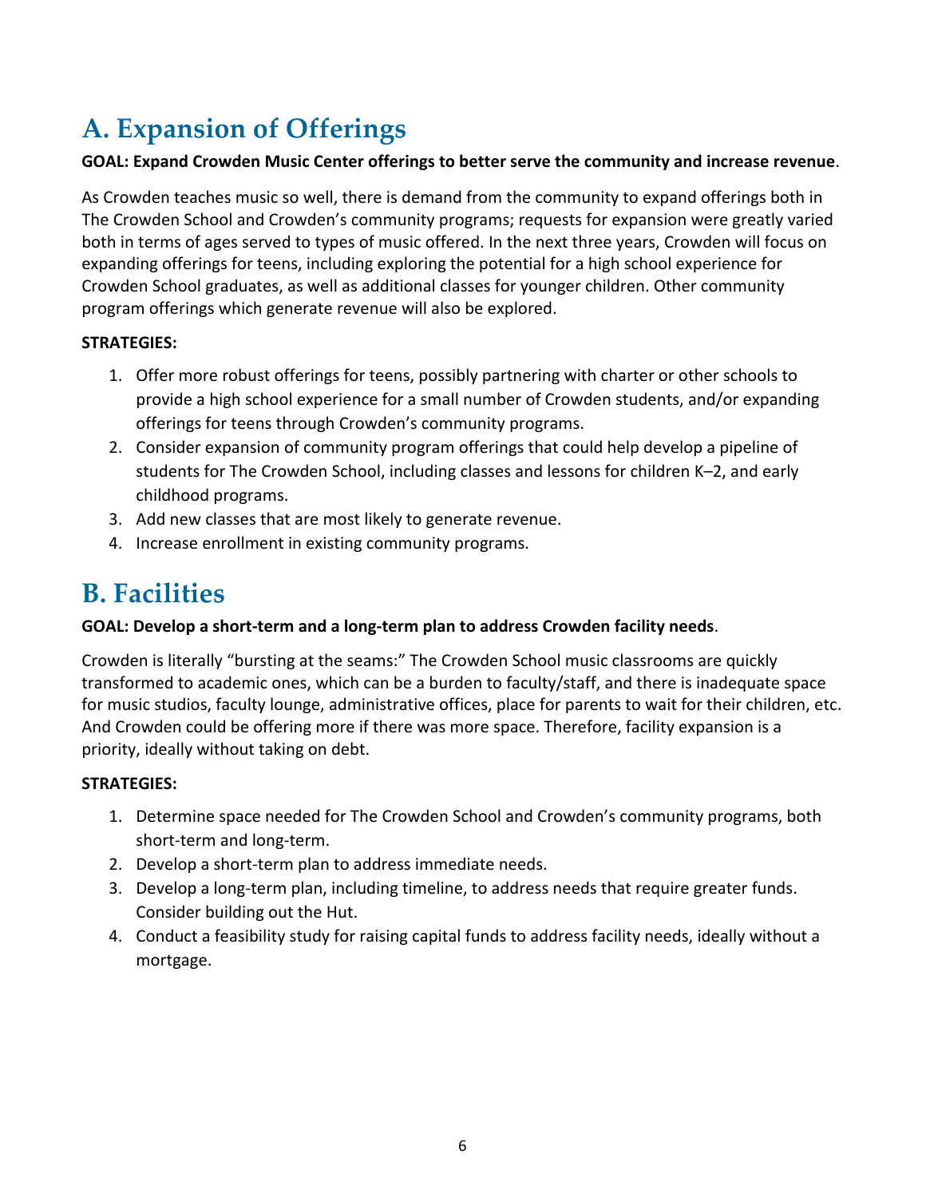## A. Expansion of Offerings

**GOAL: Expand Crowden Music Center offerings to better serve the community and increase revenue**.

As Crowden teaches music so well, there is demand from the community to expand offerings both in The Crowden School and Crowden's community programs; requests for expansion were greatly varied both in terms of ages served to types of music offered. In the next three years, Crowden will focus on expanding offerings for teens, including exploring the potential for a high school experience for Crowden School graduates, as well as additional classes for younger children. Other community program offerings which generate revenue will also be explored.

**STRATEGIES:**

1. Offer more robust offerings for teens, possibly partnering with charter or other schools to provide a high school experience for a small number of Crowden students, and/or expanding offerings for teens through Crowden's community programs.
2. Consider expansion of community program offerings that could help develop a pipeline of students for The Crowden School, including classes and lessons for children K–2, and early childhood programs.
3. Add new classes that are most likely to generate revenue.
4. Increase enrollment in existing community programs.

## B. Facilities

**GOAL: Develop a short-term and a long-term plan to address Crowden facility needs**.

Crowden is literally "bursting at the seams:" The Crowden School music classrooms are quickly transformed to academic ones, which can be a burden to faculty/staff, and there is inadequate space for music studios, faculty lounge, administrative offices, place for parents to wait for their children, etc. And Crowden could be offering more if there was more space. Therefore, facility expansion is a priority, ideally without taking on debt.

**STRATEGIES:**

1. Determine space needed for The Crowden School and Crowden's community programs, both short-term and long-term.
2. Develop a short-term plan to address immediate needs.
3. Develop a long-term plan, including timeline, to address needs that require greater funds. Consider building out the Hut.
4. Conduct a feasibility study for raising capital funds to address facility needs, ideally without a mortgage.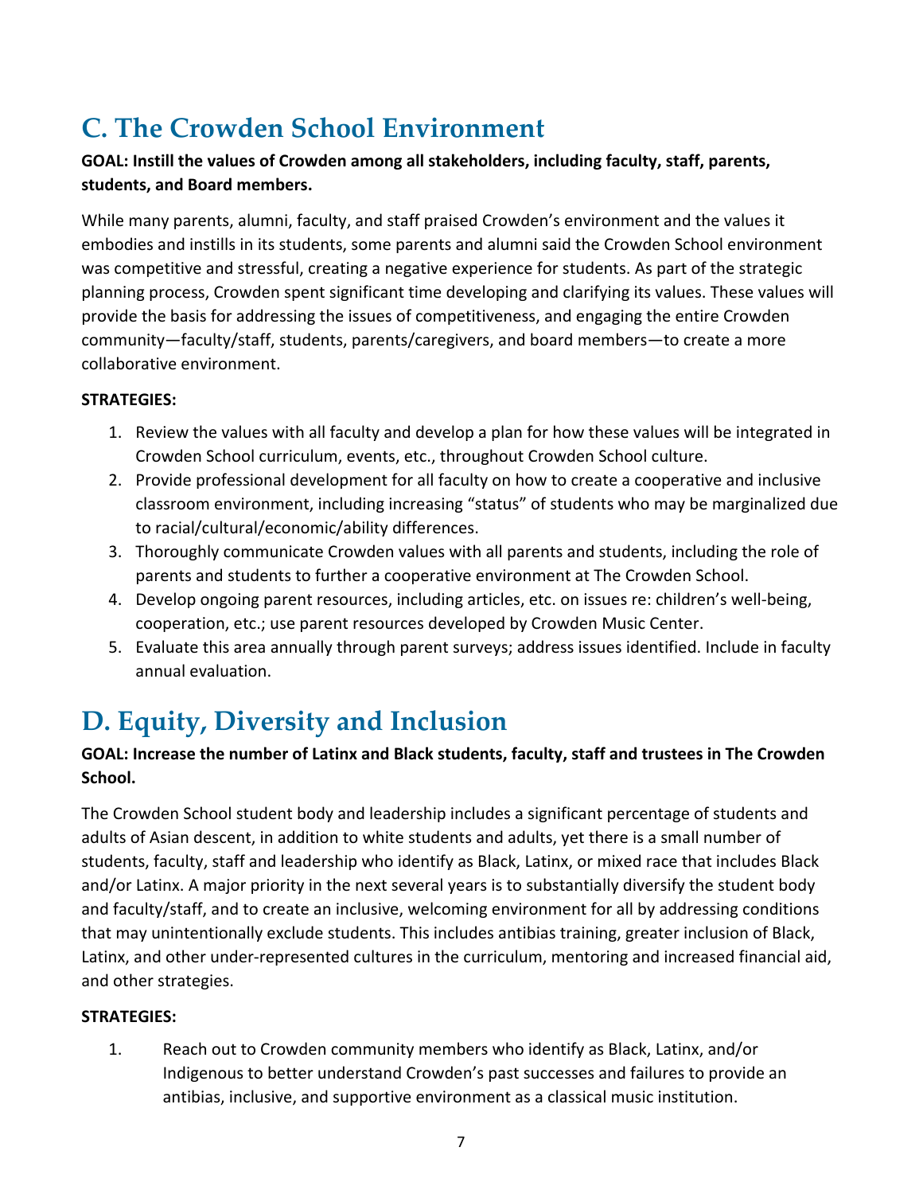## C. The Crowden School Environment

**GOAL: Instill the values of Crowden among all stakeholders, including faculty, staff, parents, students, and Board members.**

While many parents, alumni, faculty, and staff praised Crowden's environment and the values it embodies and instills in its students, some parents and alumni said the Crowden School environment was competitive and stressful, creating a negative experience for students. As part of the strategic planning process, Crowden spent significant time developing and clarifying its values. These values will provide the basis for addressing the issues of competitiveness, and engaging the entire Crowden community—faculty/staff, students, parents/caregivers, and board members—to create a more collaborative environment.

**STRATEGIES:**

1. Review the values with all faculty and develop a plan for how these values will be integrated in Crowden School curriculum, events, etc., throughout Crowden School culture.
2. Provide professional development for all faculty on how to create a cooperative and inclusive classroom environment, including increasing "status" of students who may be marginalized due to racial/cultural/economic/ability differences.
3. Thoroughly communicate Crowden values with all parents and students, including the role of parents and students to further a cooperative environment at The Crowden School.
4. Develop ongoing parent resources, including articles, etc. on issues re: children's well-being, cooperation, etc.; use parent resources developed by Crowden Music Center.
5. Evaluate this area annually through parent surveys; address issues identified. Include in faculty annual evaluation.

## D. Equity, Diversity and Inclusion

**GOAL: Increase the number of Latinx and Black students, faculty, staff and trustees in The Crowden School.**

The Crowden School student body and leadership includes a significant percentage of students and adults of Asian descent, in addition to white students and adults, yet there is a small number of students, faculty, staff and leadership who identify as Black, Latinx, or mixed race that includes Black and/or Latinx. A major priority in the next several years is to substantially diversify the student body and faculty/staff, and to create an inclusive, welcoming environment for all by addressing conditions that may unintentionally exclude students. This includes antibias training, greater inclusion of Black, Latinx, and other under-represented cultures in the curriculum, mentoring and increased financial aid, and other strategies.

**STRATEGIES:**

1. Reach out to Crowden community members who identify as Black, Latinx, and/or Indigenous to better understand Crowden's past successes and failures to provide an antibias, inclusive, and supportive environment as a classical music institution.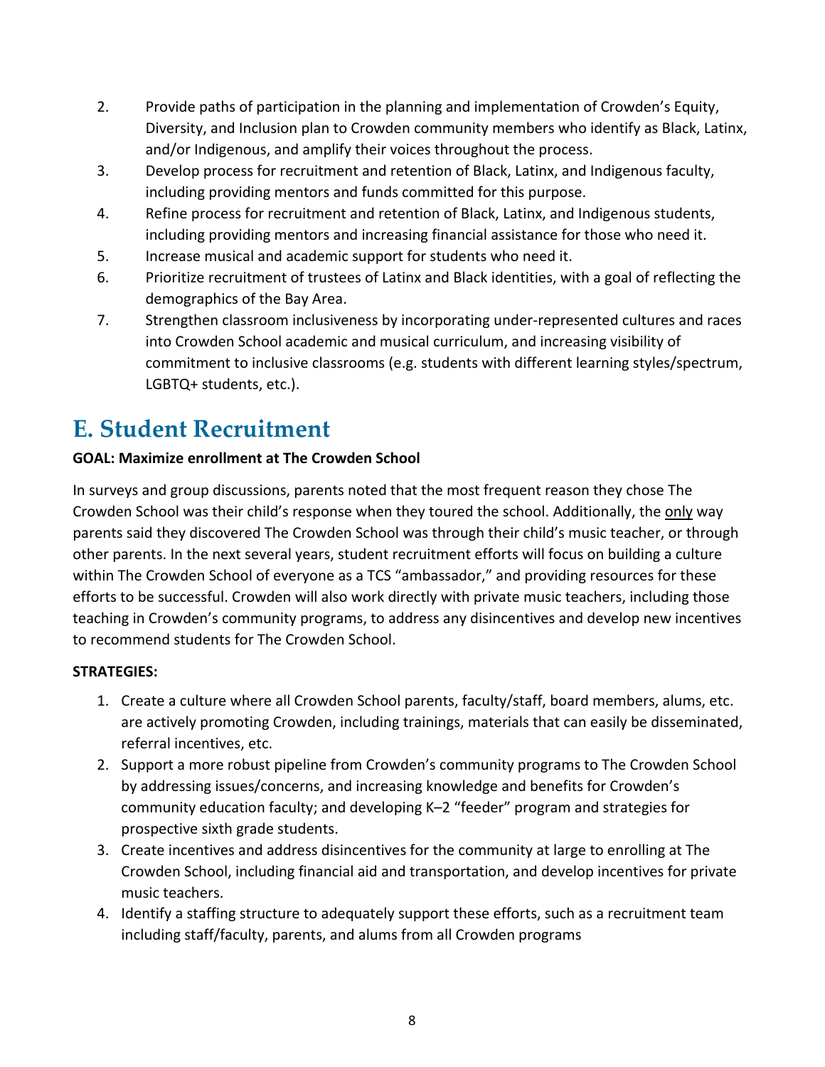2. Provide paths of participation in the planning and implementation of Crowden's Equity, Diversity, and Inclusion plan to Crowden community members who identify as Black, Latinx, and/or Indigenous, and amplify their voices throughout the process.
3. Develop process for recruitment and retention of Black, Latinx, and Indigenous faculty, including providing mentors and funds committed for this purpose.
4. Refine process for recruitment and retention of Black, Latinx, and Indigenous students, including providing mentors and increasing financial assistance for those who need it.
5. Increase musical and academic support for students who need it.
6. Prioritize recruitment of trustees of Latinx and Black identities, with a goal of reflecting the demographics of the Bay Area.
7. Strengthen classroom inclusiveness by incorporating under-represented cultures and races into Crowden School academic and musical curriculum, and increasing visibility of commitment to inclusive classrooms (e.g. students with different learning styles/spectrum, LGBTQ+ students, etc.).

## E. Student Recruitment

**GOAL: Maximize enrollment at The Crowden School**

In surveys and group discussions, parents noted that the most frequent reason they chose The Crowden School was their child's response when they toured the school. Additionally, the only way parents said they discovered The Crowden School was through their child's music teacher, or through other parents. In the next several years, student recruitment efforts will focus on building a culture within The Crowden School of everyone as a TCS "ambassador," and providing resources for these efforts to be successful. Crowden will also work directly with private music teachers, including those teaching in Crowden's community programs, to address any disincentives and develop new incentives to recommend students for The Crowden School.

**STRATEGIES:**

1. Create a culture where all Crowden School parents, faculty/staff, board members, alums, etc. are actively promoting Crowden, including trainings, materials that can easily be disseminated, referral incentives, etc.
2. Support a more robust pipeline from Crowden's community programs to The Crowden School by addressing issues/concerns, and increasing knowledge and benefits for Crowden's community education faculty; and developing K–2 "feeder" program and strategies for prospective sixth grade students.
3. Create incentives and address disincentives for the community at large to enrolling at The Crowden School, including financial aid and transportation, and develop incentives for private music teachers.
4. Identify a staffing structure to adequately support these efforts, such as a recruitment team including staff/faculty, parents, and alums from all Crowden programs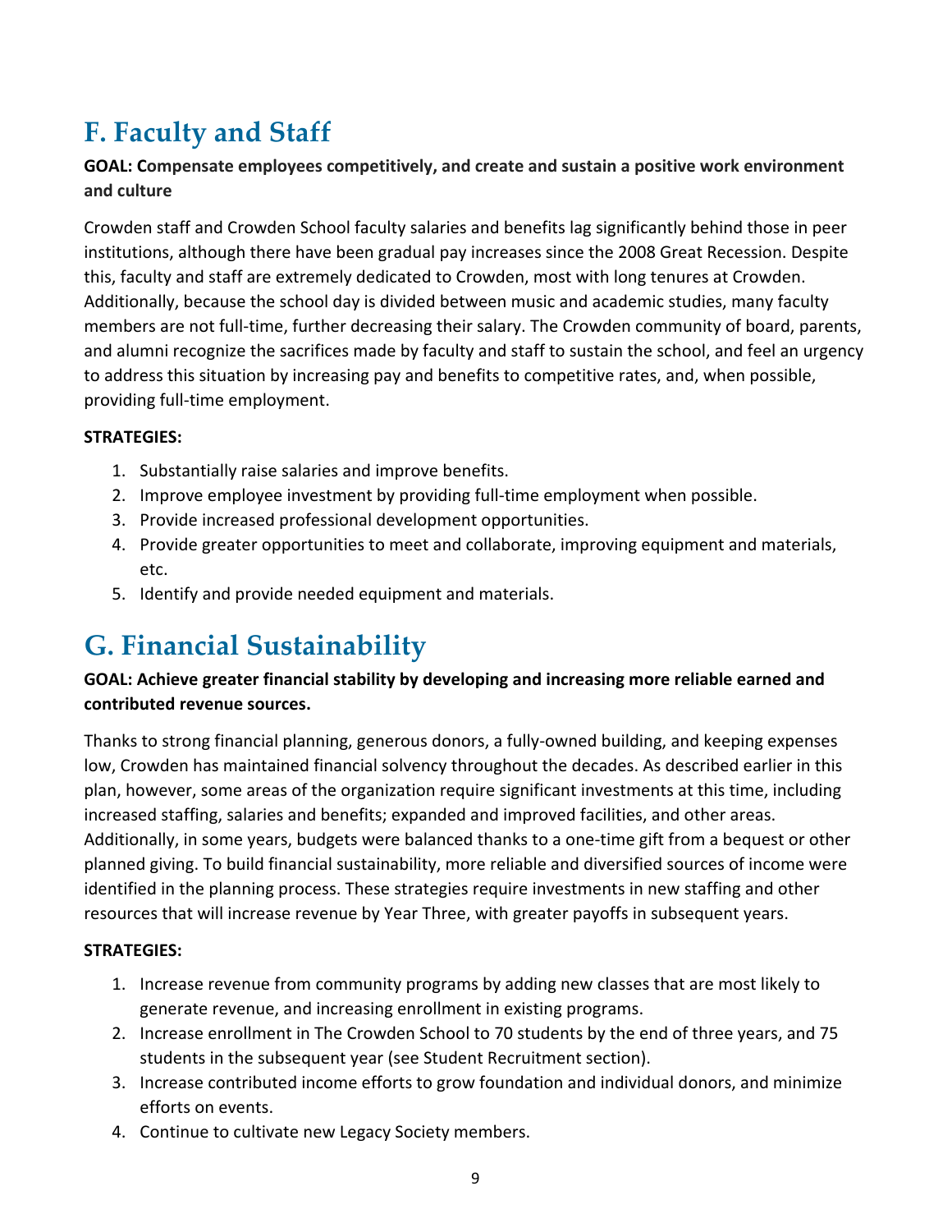## F. Faculty and Staff

**GOAL: Compensate employees competitively, and create and sustain a positive work environment and culture**

Crowden staff and Crowden School faculty salaries and benefits lag significantly behind those in peer institutions, although there have been gradual pay increases since the 2008 Great Recession. Despite this, faculty and staff are extremely dedicated to Crowden, most with long tenures at Crowden. Additionally, because the school day is divided between music and academic studies, many faculty members are not full-time, further decreasing their salary. The Crowden community of board, parents, and alumni recognize the sacrifices made by faculty and staff to sustain the school, and feel an urgency to address this situation by increasing pay and benefits to competitive rates, and, when possible, providing full-time employment.

**STRATEGIES:**

1. Substantially raise salaries and improve benefits.
2. Improve employee investment by providing full-time employment when possible.
3. Provide increased professional development opportunities.
4. Provide greater opportunities to meet and collaborate, improving equipment and materials, etc.
5. Identify and provide needed equipment and materials.

## G. Financial Sustainability

**GOAL: Achieve greater financial stability by developing and increasing more reliable earned and contributed revenue sources.**

Thanks to strong financial planning, generous donors, a fully-owned building, and keeping expenses low, Crowden has maintained financial solvency throughout the decades. As described earlier in this plan, however, some areas of the organization require significant investments at this time, including increased staffing, salaries and benefits; expanded and improved facilities, and other areas. Additionally, in some years, budgets were balanced thanks to a one-time gift from a bequest or other planned giving. To build financial sustainability, more reliable and diversified sources of income were identified in the planning process. These strategies require investments in new staffing and other resources that will increase revenue by Year Three, with greater payoffs in subsequent years.

**STRATEGIES:**

1. Increase revenue from community programs by adding new classes that are most likely to generate revenue, and increasing enrollment in existing programs.
2. Increase enrollment in The Crowden School to 70 students by the end of three years, and 75 students in the subsequent year (see Student Recruitment section).
3. Increase contributed income efforts to grow foundation and individual donors, and minimize efforts on events.
4. Continue to cultivate new Legacy Society members.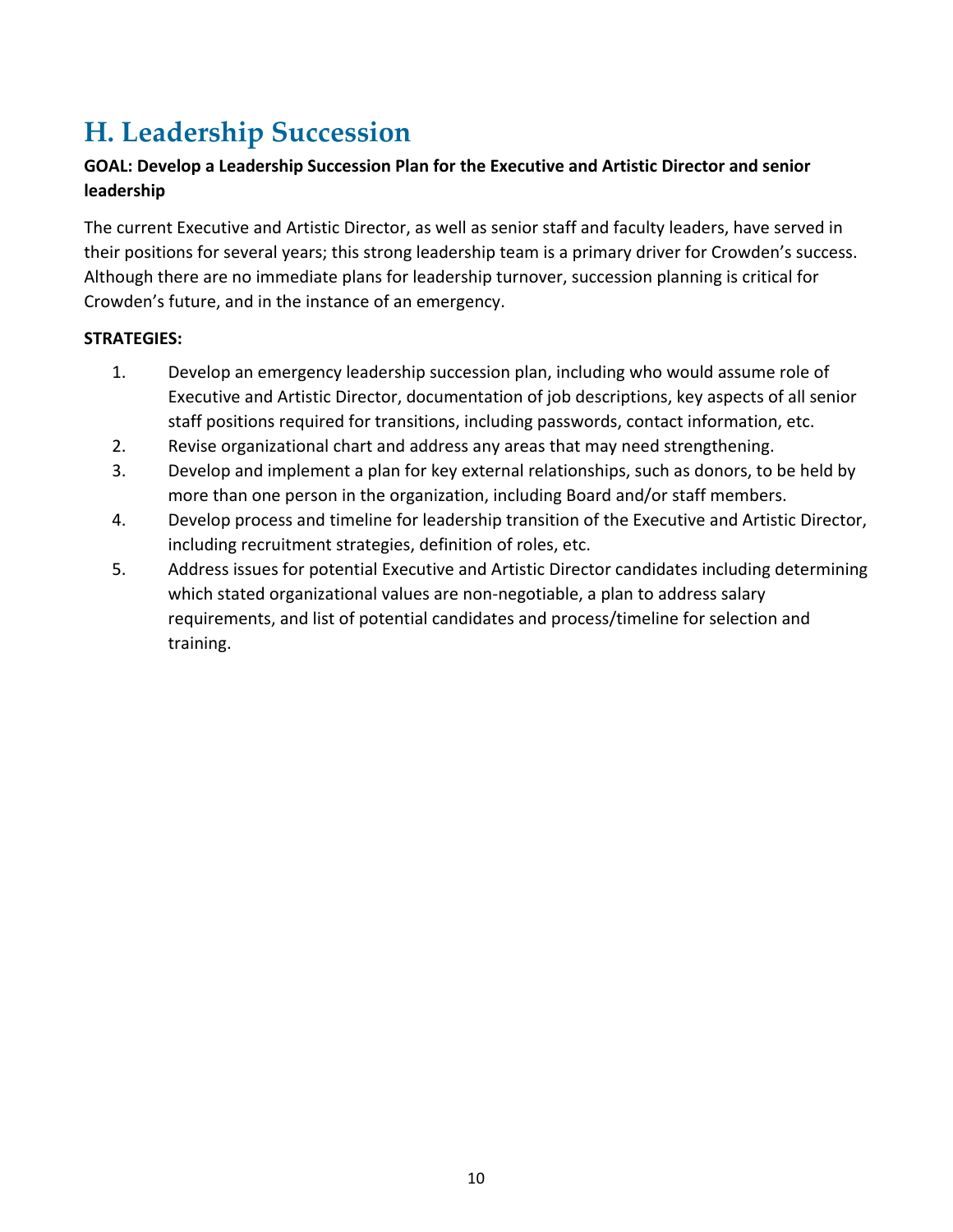# H. Leadership Succession

**GOAL: Develop a Leadership Succession Plan for the Executive and Artistic Director and senior leadership**

The current Executive and Artistic Director, as well as senior staff and faculty leaders, have served in their positions for several years; this strong leadership team is a primary driver for Crowden's success. Although there are no immediate plans for leadership turnover, succession planning is critical for Crowden's future, and in the instance of an emergency.

**STRATEGIES:**

1. Develop an emergency leadership succession plan, including who would assume role of Executive and Artistic Director, documentation of job descriptions, key aspects of all senior staff positions required for transitions, including passwords, contact information, etc.
2. Revise organizational chart and address any areas that may need strengthening.
3. Develop and implement a plan for key external relationships, such as donors, to be held by more than one person in the organization, including Board and/or staff members.
4. Develop process and timeline for leadership transition of the Executive and Artistic Director, including recruitment strategies, definition of roles, etc.
5. Address issues for potential Executive and Artistic Director candidates including determining which stated organizational values are non-negotiable, a plan to address salary requirements, and list of potential candidates and process/timeline for selection and training.